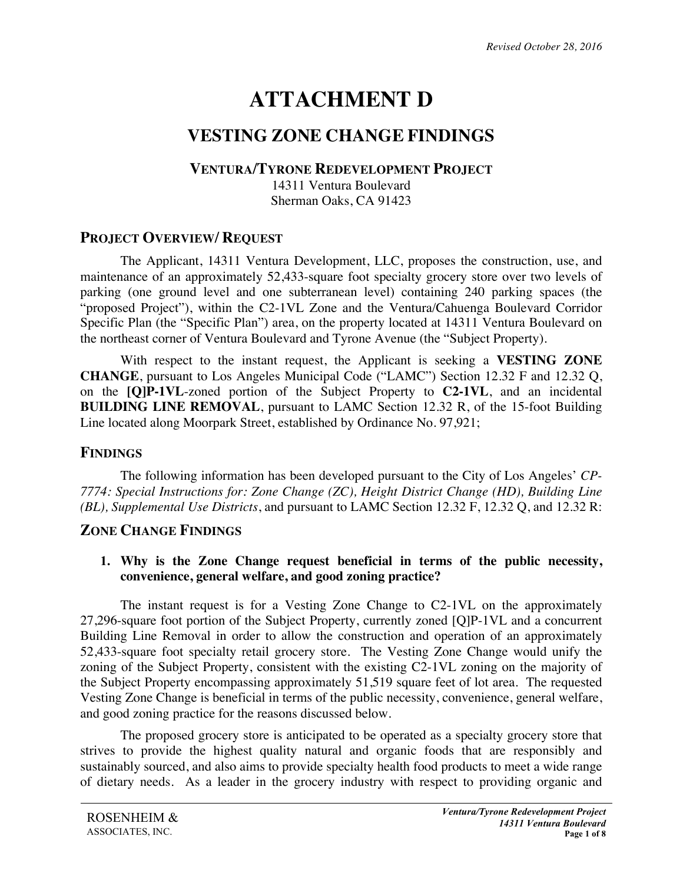*Revised October 28, 2016*

# ATTACHMENT D

## VESTING ZONE CHANGE FINDINGS

### VENTURA/TYRONE REDEVELOPMENT PROJECT

14311 Ventura Boulevard
Sherman Oaks, CA 91423

## PROJECT OVERVIEW/ REQUEST

The Applicant, 14311 Ventura Development, LLC, proposes the construction, use, and maintenance of an approximately 52,433-square foot specialty grocery store over two levels of parking (one ground level and one subterranean level) containing 240 parking spaces (the "proposed Project"), within the C2-1VL Zone and the Ventura/Cahuenga Boulevard Corridor Specific Plan (the "Specific Plan") area, on the property located at 14311 Ventura Boulevard on the northeast corner of Ventura Boulevard and Tyrone Avenue (the "Subject Property).

With respect to the instant request, the Applicant is seeking a **VESTING ZONE CHANGE**, pursuant to Los Angeles Municipal Code ("LAMC") Section 12.32 F and 12.32 Q, on the **[Q]P-1VL**-zoned portion of the Subject Property to **C2-1VL**, and an incidental **BUILDING LINE REMOVAL**, pursuant to LAMC Section 12.32 R, of the 15-foot Building Line located along Moorpark Street, established by Ordinance No. 97,921;

## FINDINGS

The following information has been developed pursuant to the City of Los Angeles' *CP-7774: Special Instructions for: Zone Change (ZC), Height District Change (HD), Building Line (BL), Supplemental Use Districts*, and pursuant to LAMC Section 12.32 F, 12.32 Q, and 12.32 R:

## ZONE CHANGE FINDINGS

1. **Why is the Zone Change request beneficial in terms of the public necessity, convenience, general welfare, and good zoning practice?**

The instant request is for a Vesting Zone Change to C2-1VL on the approximately 27,296-square foot portion of the Subject Property, currently zoned [Q]P-1VL and a concurrent Building Line Removal in order to allow the construction and operation of an approximately 52,433-square foot specialty retail grocery store. The Vesting Zone Change would unify the zoning of the Subject Property, consistent with the existing C2-1VL zoning on the majority of the Subject Property encompassing approximately 51,519 square feet of lot area. The requested Vesting Zone Change is beneficial in terms of the public necessity, convenience, general welfare, and good zoning practice for the reasons discussed below.

The proposed grocery store is anticipated to be operated as a specialty grocery store that strives to provide the highest quality natural and organic foods that are responsibly and sustainably sourced, and also aims to provide specialty health food products to meet a wide range of dietary needs. As a leader in the grocery industry with respect to providing organic and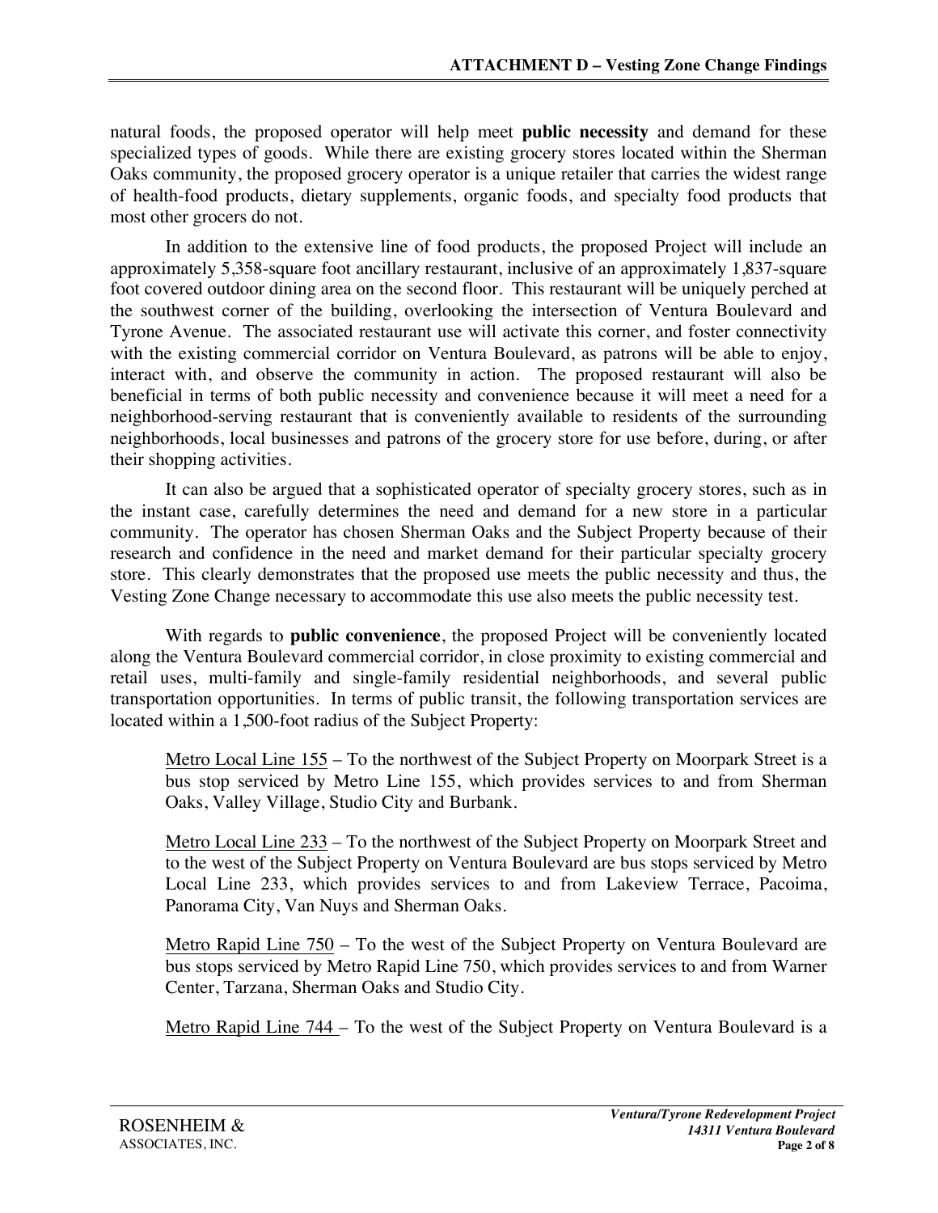natural foods, the proposed operator will help meet **public necessity** and demand for these specialized types of goods. While there are existing grocery stores located within the Sherman Oaks community, the proposed grocery operator is a unique retailer that carries the widest range of health-food products, dietary supplements, organic foods, and specialty food products that most other grocers do not.

In addition to the extensive line of food products, the proposed Project will include an approximately 5,358-square foot ancillary restaurant, inclusive of an approximately 1,837-square foot covered outdoor dining area on the second floor. This restaurant will be uniquely perched at the southwest corner of the building, overlooking the intersection of Ventura Boulevard and Tyrone Avenue. The associated restaurant use will activate this corner, and foster connectivity with the existing commercial corridor on Ventura Boulevard, as patrons will be able to enjoy, interact with, and observe the community in action. The proposed restaurant will also be beneficial in terms of both public necessity and convenience because it will meet a need for a neighborhood-serving restaurant that is conveniently available to residents of the surrounding neighborhoods, local businesses and patrons of the grocery store for use before, during, or after their shopping activities.

It can also be argued that a sophisticated operator of specialty grocery stores, such as in the instant case, carefully determines the need and demand for a new store in a particular community. The operator has chosen Sherman Oaks and the Subject Property because of their research and confidence in the need and market demand for their particular specialty grocery store. This clearly demonstrates that the proposed use meets the public necessity and thus, the Vesting Zone Change necessary to accommodate this use also meets the public necessity test.

With regards to **public convenience**, the proposed Project will be conveniently located along the Ventura Boulevard commercial corridor, in close proximity to existing commercial and retail uses, multi-family and single-family residential neighborhoods, and several public transportation opportunities. In terms of public transit, the following transportation services are located within a 1,500-foot radius of the Subject Property:

Metro Local Line 155 – To the northwest of the Subject Property on Moorpark Street is a bus stop serviced by Metro Line 155, which provides services to and from Sherman Oaks, Valley Village, Studio City and Burbank.

Metro Local Line 233 – To the northwest of the Subject Property on Moorpark Street and to the west of the Subject Property on Ventura Boulevard are bus stops serviced by Metro Local Line 233, which provides services to and from Lakeview Terrace, Pacoima, Panorama City, Van Nuys and Sherman Oaks.

Metro Rapid Line 750 – To the west of the Subject Property on Ventura Boulevard are bus stops serviced by Metro Rapid Line 750, which provides services to and from Warner Center, Tarzana, Sherman Oaks and Studio City.

Metro Rapid Line 744 – To the west of the Subject Property on Ventura Boulevard is a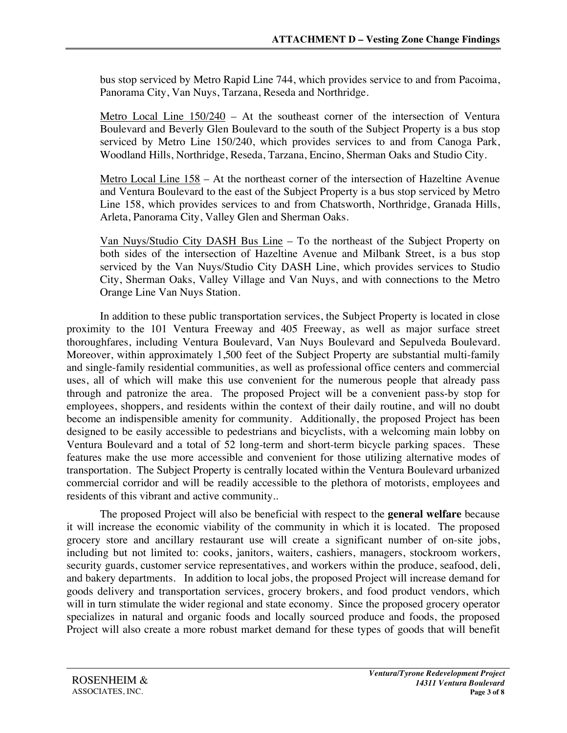bus stop serviced by Metro Rapid Line 744, which provides service to and from Pacoima, Panorama City, Van Nuys, Tarzana, Reseda and Northridge.

Metro Local Line 150/240 – At the southeast corner of the intersection of Ventura Boulevard and Beverly Glen Boulevard to the south of the Subject Property is a bus stop serviced by Metro Line 150/240, which provides services to and from Canoga Park, Woodland Hills, Northridge, Reseda, Tarzana, Encino, Sherman Oaks and Studio City.

Metro Local Line 158 – At the northeast corner of the intersection of Hazeltine Avenue and Ventura Boulevard to the east of the Subject Property is a bus stop serviced by Metro Line 158, which provides services to and from Chatsworth, Northridge, Granada Hills, Arleta, Panorama City, Valley Glen and Sherman Oaks.

Van Nuys/Studio City DASH Bus Line – To the northeast of the Subject Property on both sides of the intersection of Hazeltine Avenue and Milbank Street, is a bus stop serviced by the Van Nuys/Studio City DASH Line, which provides services to Studio City, Sherman Oaks, Valley Village and Van Nuys, and with connections to the Metro Orange Line Van Nuys Station.

In addition to these public transportation services, the Subject Property is located in close proximity to the 101 Ventura Freeway and 405 Freeway, as well as major surface street thoroughfares, including Ventura Boulevard, Van Nuys Boulevard and Sepulveda Boulevard. Moreover, within approximately 1,500 feet of the Subject Property are substantial multi-family and single-family residential communities, as well as professional office centers and commercial uses, all of which will make this use convenient for the numerous people that already pass through and patronize the area. The proposed Project will be a convenient pass-by stop for employees, shoppers, and residents within the context of their daily routine, and will no doubt become an indispensible amenity for community. Additionally, the proposed Project has been designed to be easily accessible to pedestrians and bicyclists, with a welcoming main lobby on Ventura Boulevard and a total of 52 long-term and short-term bicycle parking spaces. These features make the use more accessible and convenient for those utilizing alternative modes of transportation. The Subject Property is centrally located within the Ventura Boulevard urbanized commercial corridor and will be readily accessible to the plethora of motorists, employees and residents of this vibrant and active community..

The proposed Project will also be beneficial with respect to the **general welfare** because it will increase the economic viability of the community in which it is located. The proposed grocery store and ancillary restaurant use will create a significant number of on-site jobs, including but not limited to: cooks, janitors, waiters, cashiers, managers, stockroom workers, security guards, customer service representatives, and workers within the produce, seafood, deli, and bakery departments. In addition to local jobs, the proposed Project will increase demand for goods delivery and transportation services, grocery brokers, and food product vendors, which will in turn stimulate the wider regional and state economy. Since the proposed grocery operator specializes in natural and organic foods and locally sourced produce and foods, the proposed Project will also create a more robust market demand for these types of goods that will benefit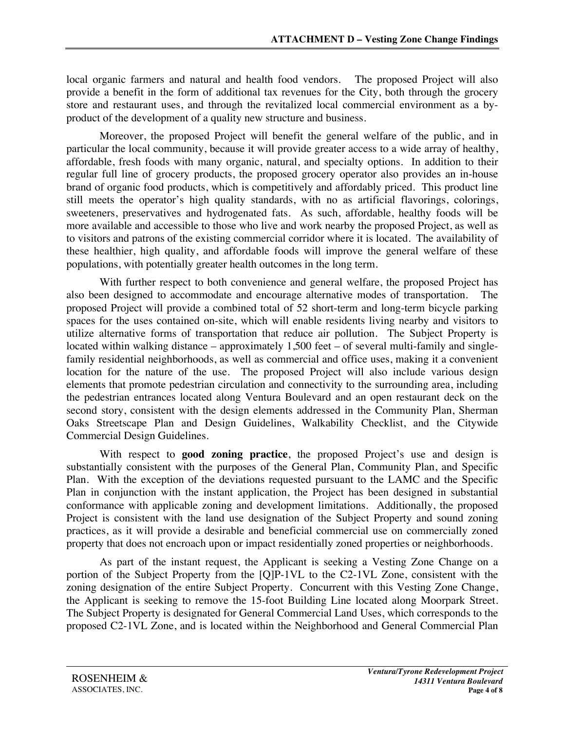local organic farmers and natural and health food vendors. The proposed Project will also provide a benefit in the form of additional tax revenues for the City, both through the grocery store and restaurant uses, and through the revitalized local commercial environment as a by-product of the development of a quality new structure and business.

Moreover, the proposed Project will benefit the general welfare of the public, and in particular the local community, because it will provide greater access to a wide array of healthy, affordable, fresh foods with many organic, natural, and specialty options. In addition to their regular full line of grocery products, the proposed grocery operator also provides an in-house brand of organic food products, which is competitively and affordably priced. This product line still meets the operator's high quality standards, with no as artificial flavorings, colorings, sweeteners, preservatives and hydrogenated fats. As such, affordable, healthy foods will be more available and accessible to those who live and work nearby the proposed Project, as well as to visitors and patrons of the existing commercial corridor where it is located. The availability of these healthier, high quality, and affordable foods will improve the general welfare of these populations, with potentially greater health outcomes in the long term.

With further respect to both convenience and general welfare, the proposed Project has also been designed to accommodate and encourage alternative modes of transportation. The proposed Project will provide a combined total of 52 short-term and long-term bicycle parking spaces for the uses contained on-site, which will enable residents living nearby and visitors to utilize alternative forms of transportation that reduce air pollution. The Subject Property is located within walking distance – approximately 1,500 feet – of several multi-family and single-family residential neighborhoods, as well as commercial and office uses, making it a convenient location for the nature of the use. The proposed Project will also include various design elements that promote pedestrian circulation and connectivity to the surrounding area, including the pedestrian entrances located along Ventura Boulevard and an open restaurant deck on the second story, consistent with the design elements addressed in the Community Plan, Sherman Oaks Streetscape Plan and Design Guidelines, Walkability Checklist, and the Citywide Commercial Design Guidelines.

With respect to **good zoning practice**, the proposed Project's use and design is substantially consistent with the purposes of the General Plan, Community Plan, and Specific Plan. With the exception of the deviations requested pursuant to the LAMC and the Specific Plan in conjunction with the instant application, the Project has been designed in substantial conformance with applicable zoning and development limitations. Additionally, the proposed Project is consistent with the land use designation of the Subject Property and sound zoning practices, as it will provide a desirable and beneficial commercial use on commercially zoned property that does not encroach upon or impact residentially zoned properties or neighborhoods.

As part of the instant request, the Applicant is seeking a Vesting Zone Change on a portion of the Subject Property from the [Q]P-1VL to the C2-1VL Zone, consistent with the zoning designation of the entire Subject Property. Concurrent with this Vesting Zone Change, the Applicant is seeking to remove the 15-foot Building Line located along Moorpark Street. The Subject Property is designated for General Commercial Land Uses, which corresponds to the proposed C2-1VL Zone, and is located within the Neighborhood and General Commercial Plan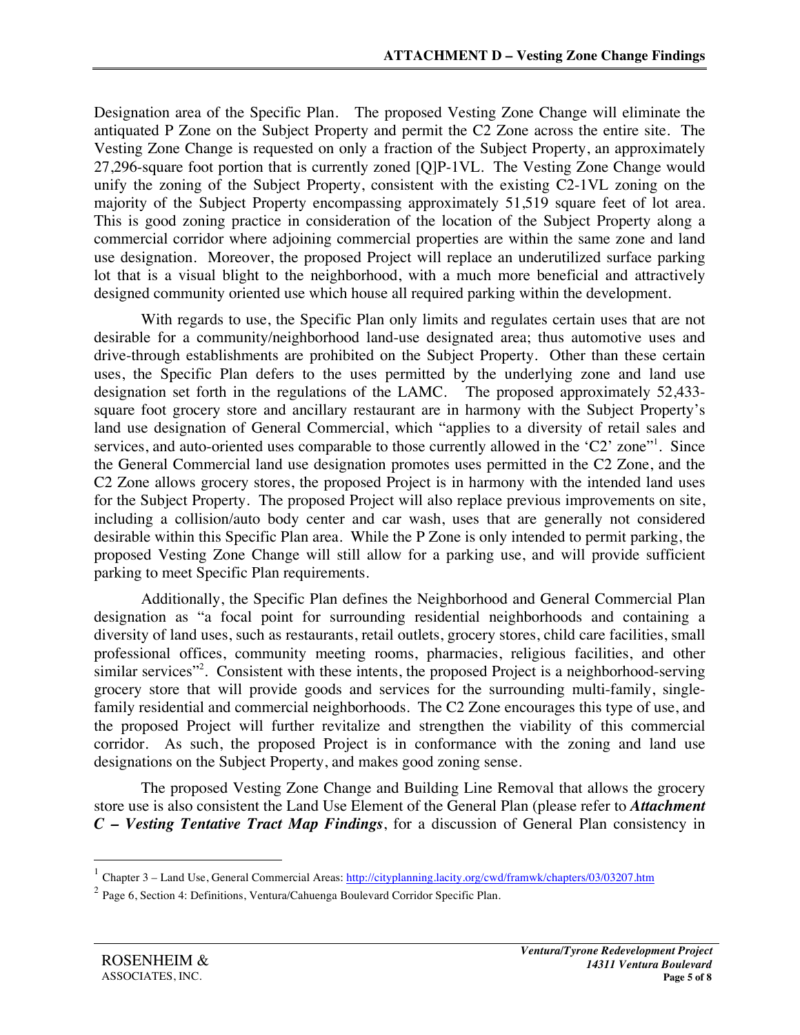Designation area of the Specific Plan. The proposed Vesting Zone Change will eliminate the antiquated P Zone on the Subject Property and permit the C2 Zone across the entire site. The Vesting Zone Change is requested on only a fraction of the Subject Property, an approximately 27,296-square foot portion that is currently zoned [Q]P-1VL. The Vesting Zone Change would unify the zoning of the Subject Property, consistent with the existing C2-1VL zoning on the majority of the Subject Property encompassing approximately 51,519 square feet of lot area. This is good zoning practice in consideration of the location of the Subject Property along a commercial corridor where adjoining commercial properties are within the same zone and land use designation. Moreover, the proposed Project will replace an underutilized surface parking lot that is a visual blight to the neighborhood, with a much more beneficial and attractively designed community oriented use which house all required parking within the development.

With regards to use, the Specific Plan only limits and regulates certain uses that are not desirable for a community/neighborhood land-use designated area; thus automotive uses and drive-through establishments are prohibited on the Subject Property. Other than these certain uses, the Specific Plan defers to the uses permitted by the underlying zone and land use designation set forth in the regulations of the LAMC. The proposed approximately 52,433-square foot grocery store and ancillary restaurant are in harmony with the Subject Property's land use designation of General Commercial, which "applies to a diversity of retail sales and services, and auto-oriented uses comparable to those currently allowed in the 'C2' zone"[1]. Since the General Commercial land use designation promotes uses permitted in the C2 Zone, and the C2 Zone allows grocery stores, the proposed Project is in harmony with the intended land uses for the Subject Property. The proposed Project will also replace previous improvements on site, including a collision/auto body center and car wash, uses that are generally not considered desirable within this Specific Plan area. While the P Zone is only intended to permit parking, the proposed Vesting Zone Change will still allow for a parking use, and will provide sufficient parking to meet Specific Plan requirements.

Additionally, the Specific Plan defines the Neighborhood and General Commercial Plan designation as "a focal point for surrounding residential neighborhoods and containing a diversity of land uses, such as restaurants, retail outlets, grocery stores, child care facilities, small professional offices, community meeting rooms, pharmacies, religious facilities, and other similar services"[2]. Consistent with these intents, the proposed Project is a neighborhood-serving grocery store that will provide goods and services for the surrounding multi-family, single-family residential and commercial neighborhoods. The C2 Zone encourages this type of use, and the proposed Project will further revitalize and strengthen the viability of this commercial corridor. As such, the proposed Project is in conformance with the zoning and land use designations on the Subject Property, and makes good zoning sense.

The proposed Vesting Zone Change and Building Line Removal that allows the grocery store use is also consistent the Land Use Element of the General Plan (please refer to ***Attachment C – Vesting Tentative Tract Map Findings***, for a discussion of General Plan consistency in

---

[1] Chapter 3 – Land Use, General Commercial Areas: http://cityplanning.lacity.org/cwd/framwk/chapters/03/03207.htm

[2] Page 6, Section 4: Definitions, Ventura/Cahuenga Boulevard Corridor Specific Plan.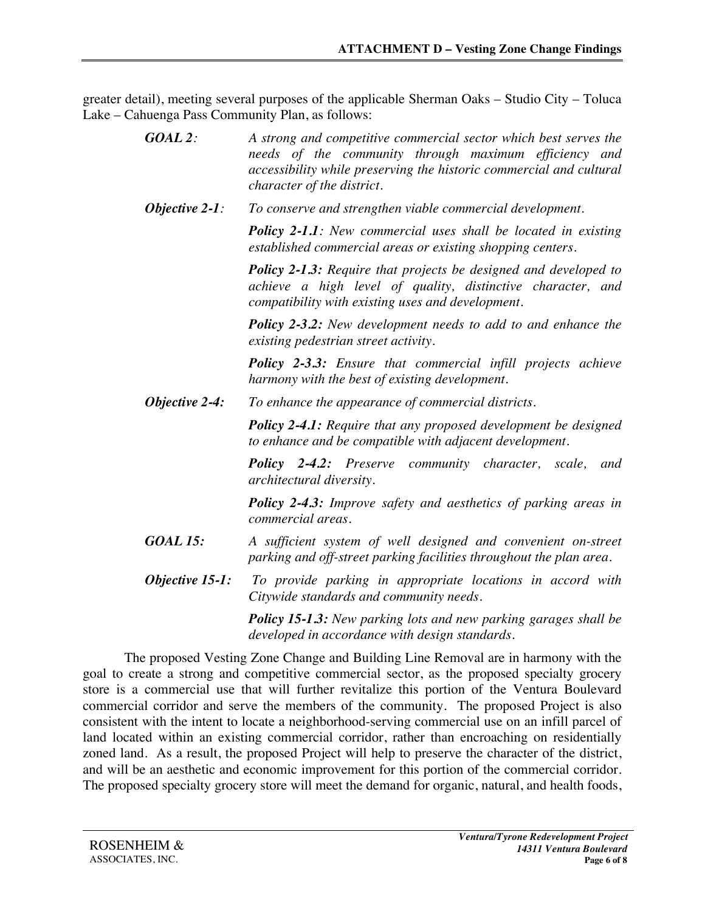greater detail), meeting several purposes of the applicable Sherman Oaks – Studio City – Toluca Lake – Cahuenga Pass Community Plan, as follows:

> ***GOAL 2:*** *A strong and competitive commercial sector which best serves the needs of the community through maximum efficiency and accessibility while preserving the historic commercial and cultural character of the district.*
>
> ***Objective 2-1:*** *To conserve and strengthen viable commercial development.*
>
> ***Policy 2-1.1:*** *New commercial uses shall be located in existing established commercial areas or existing shopping centers.*
>
> ***Policy 2-1.3:*** *Require that projects be designed and developed to achieve a high level of quality, distinctive character, and compatibility with existing uses and development.*
>
> ***Policy 2-3.2:*** *New development needs to add to and enhance the existing pedestrian street activity.*
>
> ***Policy 2-3.3:*** *Ensure that commercial infill projects achieve harmony with the best of existing development.*
>
> ***Objective 2-4:*** *To enhance the appearance of commercial districts.*
>
> ***Policy 2-4.1:*** *Require that any proposed development be designed to enhance and be compatible with adjacent development.*
>
> ***Policy 2-4.2:*** *Preserve community character, scale, and architectural diversity.*
>
> ***Policy 2-4.3:*** *Improve safety and aesthetics of parking areas in commercial areas.*
>
> ***GOAL 15:*** *A sufficient system of well designed and convenient on-street parking and off-street parking facilities throughout the plan area.*
>
> ***Objective 15-1:*** *To provide parking in appropriate locations in accord with Citywide standards and community needs.*
>
> ***Policy 15-1.3:*** *New parking lots and new parking garages shall be developed in accordance with design standards.*

The proposed Vesting Zone Change and Building Line Removal are in harmony with the goal to create a strong and competitive commercial sector, as the proposed specialty grocery store is a commercial use that will further revitalize this portion of the Ventura Boulevard commercial corridor and serve the members of the community. The proposed Project is also consistent with the intent to locate a neighborhood-serving commercial use on an infill parcel of land located within an existing commercial corridor, rather than encroaching on residentially zoned land. As a result, the proposed Project will help to preserve the character of the district, and will be an aesthetic and economic improvement for this portion of the commercial corridor. The proposed specialty grocery store will meet the demand for organic, natural, and health foods,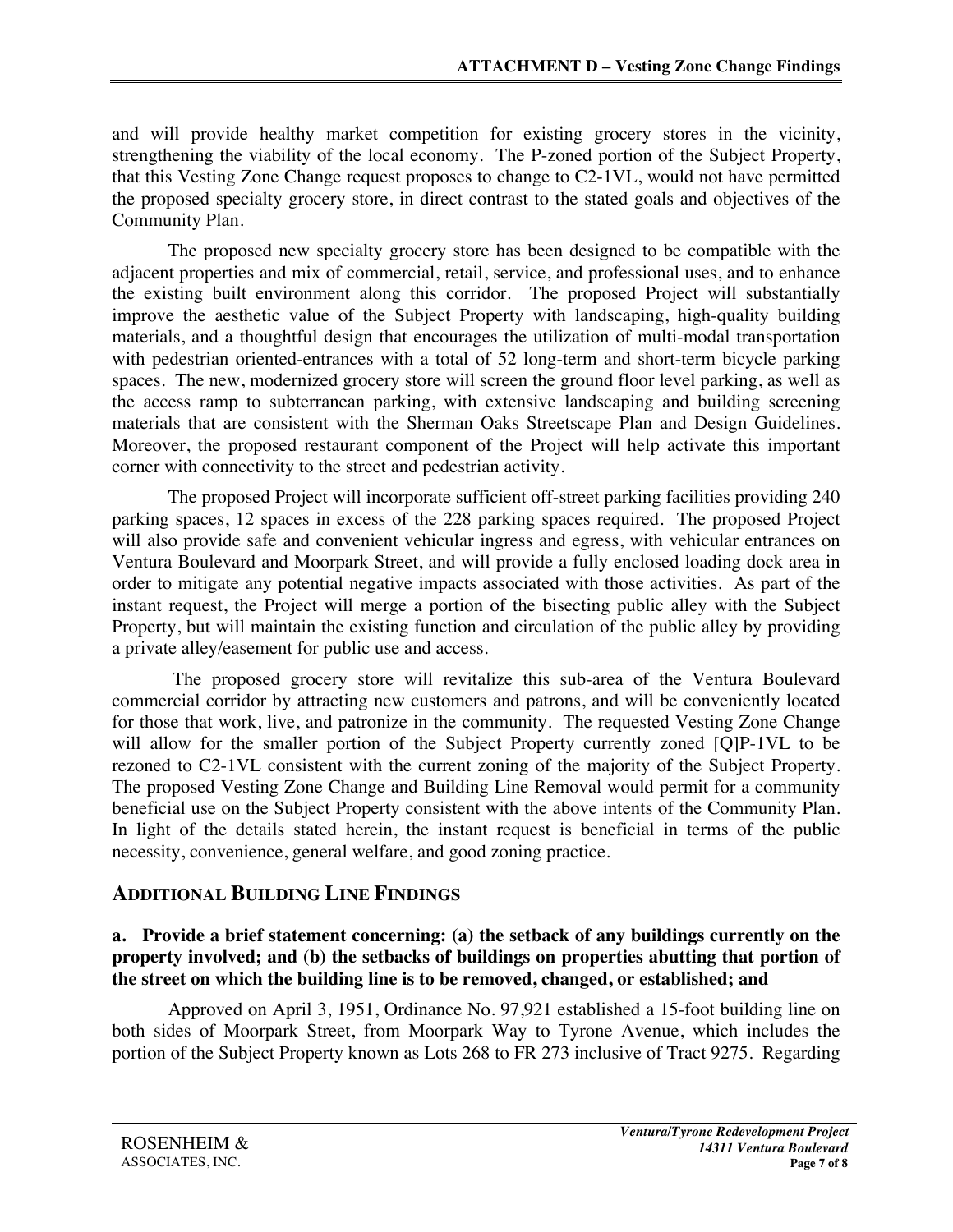and will provide healthy market competition for existing grocery stores in the vicinity, strengthening the viability of the local economy. The P-zoned portion of the Subject Property, that this Vesting Zone Change request proposes to change to C2-1VL, would not have permitted the proposed specialty grocery store, in direct contrast to the stated goals and objectives of the Community Plan.

The proposed new specialty grocery store has been designed to be compatible with the adjacent properties and mix of commercial, retail, service, and professional uses, and to enhance the existing built environment along this corridor. The proposed Project will substantially improve the aesthetic value of the Subject Property with landscaping, high-quality building materials, and a thoughtful design that encourages the utilization of multi-modal transportation with pedestrian oriented-entrances with a total of 52 long-term and short-term bicycle parking spaces. The new, modernized grocery store will screen the ground floor level parking, as well as the access ramp to subterranean parking, with extensive landscaping and building screening materials that are consistent with the Sherman Oaks Streetscape Plan and Design Guidelines. Moreover, the proposed restaurant component of the Project will help activate this important corner with connectivity to the street and pedestrian activity.

The proposed Project will incorporate sufficient off-street parking facilities providing 240 parking spaces, 12 spaces in excess of the 228 parking spaces required. The proposed Project will also provide safe and convenient vehicular ingress and egress, with vehicular entrances on Ventura Boulevard and Moorpark Street, and will provide a fully enclosed loading dock area in order to mitigate any potential negative impacts associated with those activities. As part of the instant request, the Project will merge a portion of the bisecting public alley with the Subject Property, but will maintain the existing function and circulation of the public alley by providing a private alley/easement for public use and access.

The proposed grocery store will revitalize this sub-area of the Ventura Boulevard commercial corridor by attracting new customers and patrons, and will be conveniently located for those that work, live, and patronize in the community. The requested Vesting Zone Change will allow for the smaller portion of the Subject Property currently zoned [Q]P-1VL to be rezoned to C2-1VL consistent with the current zoning of the majority of the Subject Property. The proposed Vesting Zone Change and Building Line Removal would permit for a community beneficial use on the Subject Property consistent with the above intents of the Community Plan. In light of the details stated herein, the instant request is beneficial in terms of the public necessity, convenience, general welfare, and good zoning practice.

## ADDITIONAL BUILDING LINE FINDINGS

**a. Provide a brief statement concerning: (a) the setback of any buildings currently on the property involved; and (b) the setbacks of buildings on properties abutting that portion of the street on which the building line is to be removed, changed, or established; and**

Approved on April 3, 1951, Ordinance No. 97,921 established a 15-foot building line on both sides of Moorpark Street, from Moorpark Way to Tyrone Avenue, which includes the portion of the Subject Property known as Lots 268 to FR 273 inclusive of Tract 9275. Regarding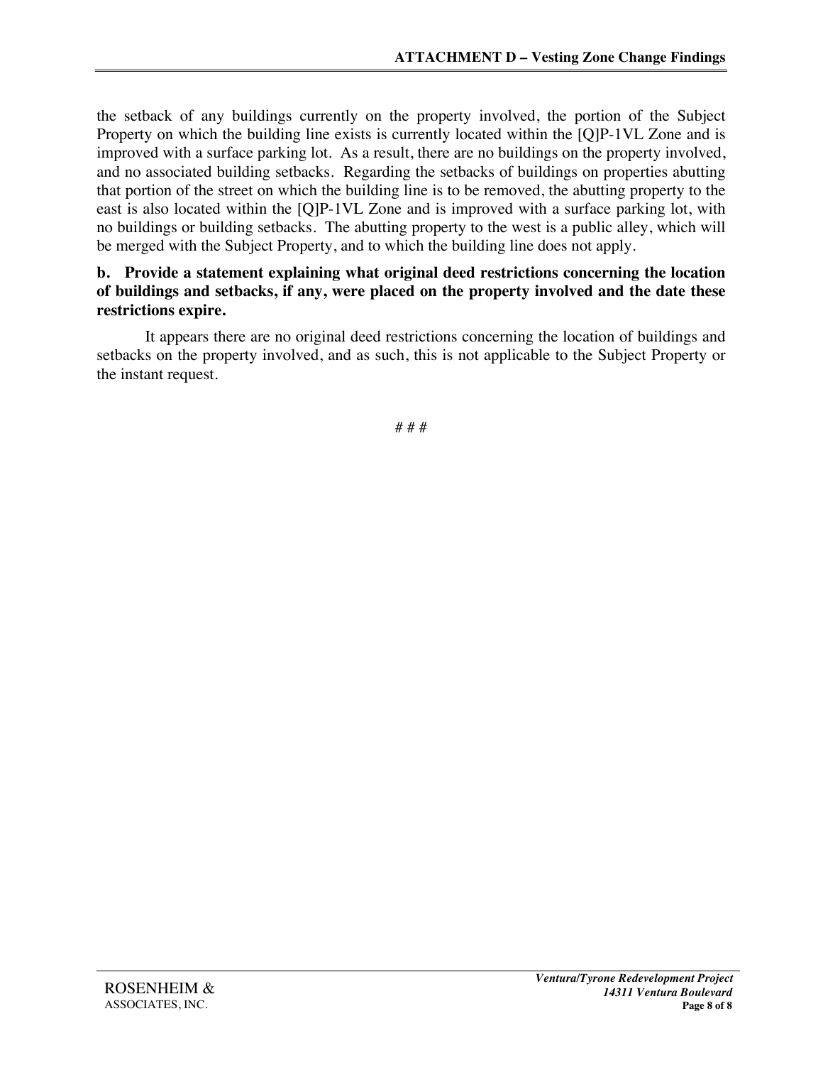the setback of any buildings currently on the property involved, the portion of the Subject Property on which the building line exists is currently located within the [Q]P-1VL Zone and is improved with a surface parking lot. As a result, there are no buildings on the property involved, and no associated building setbacks. Regarding the setbacks of buildings on properties abutting that portion of the street on which the building line is to be removed, the abutting property to the east is also located within the [Q]P-1VL Zone and is improved with a surface parking lot, with no buildings or building setbacks. The abutting property to the west is a public alley, which will be merged with the Subject Property, and to which the building line does not apply.

**b. Provide a statement explaining what original deed restrictions concerning the location of buildings and setbacks, if any, were placed on the property involved and the date these restrictions expire.**

It appears there are no original deed restrictions concerning the location of buildings and setbacks on the property involved, and as such, this is not applicable to the Subject Property or the instant request.

# # #